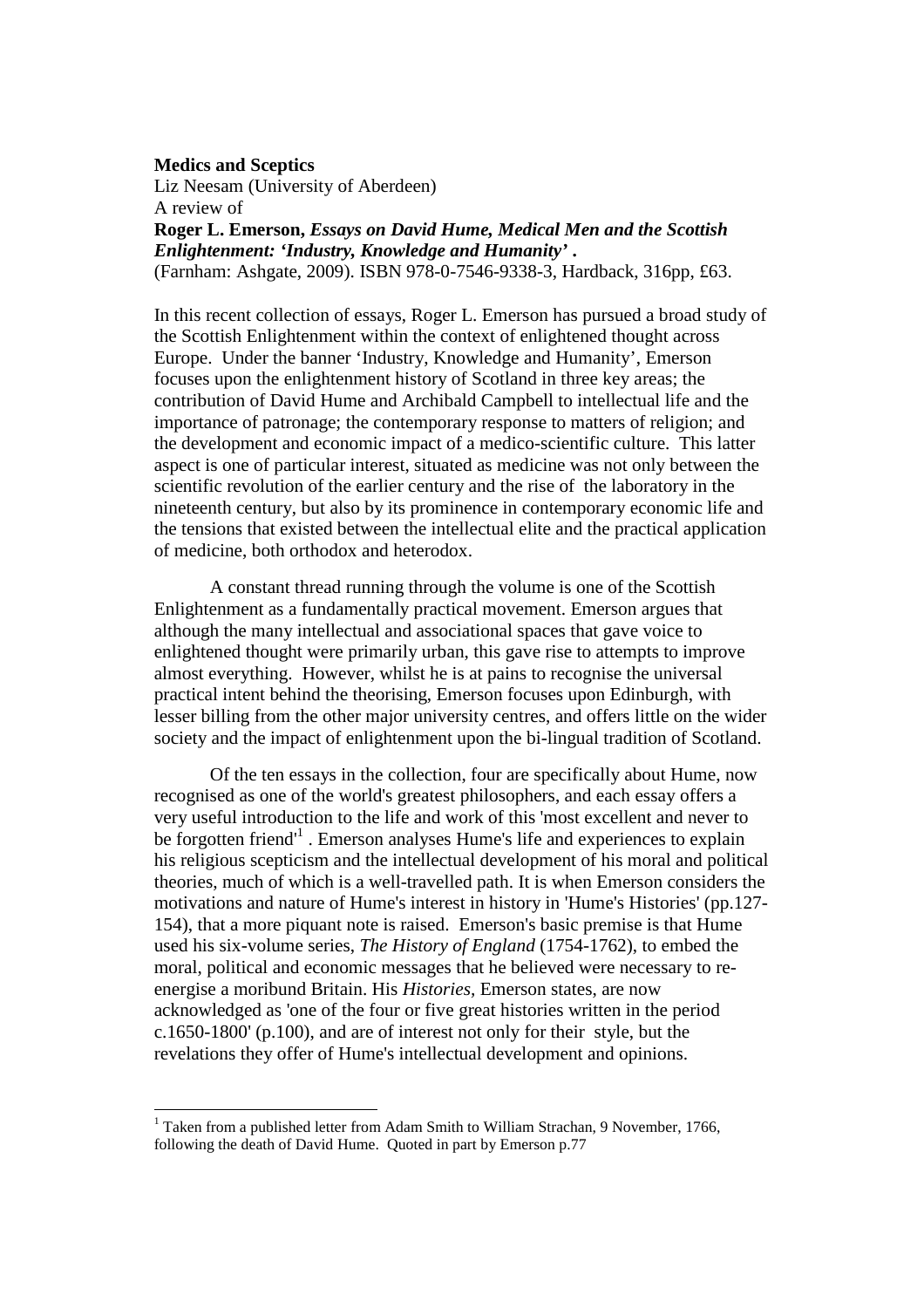**Medics and Sceptics**

Liz Neesam (University of Aberdeen)

A review of

**Roger L. Emerson, *Essays on David Hume, Medical Men and the Scottish Enlightenment: 'Industry, Knowledge and Humanity'* .**

(Farnham: Ashgate, 2009). ISBN 978-0-7546-9338-3, Hardback, 316pp, £63.

In this recent collection of essays, Roger L. Emerson has pursued a broad study of the Scottish Enlightenment within the context of enlightened thought across Europe. Under the banner 'Industry, Knowledge and Humanity', Emerson focuses upon the enlightenment history of Scotland in three key areas; the contribution of David Hume and Archibald Campbell to intellectual life and the importance of patronage; the contemporary response to matters of religion; and the development and economic impact of a medico-scientific culture. This latter aspect is one of particular interest, situated as medicine was not only between the scientific revolution of the earlier century and the rise of the laboratory in the nineteenth century, but also by its prominence in contemporary economic life and the tensions that existed between the intellectual elite and the practical application of medicine, both orthodox and heterodox.

A constant thread running through the volume is one of the Scottish Enlightenment as a fundamentally practical movement. Emerson argues that although the many intellectual and associational spaces that gave voice to enlightened thought were primarily urban, this gave rise to attempts to improve almost everything. However, whilst he is at pains to recognise the universal practical intent behind the theorising, Emerson focuses upon Edinburgh, with lesser billing from the other major university centres, and offers little on the wider society and the impact of enlightenment upon the bi-lingual tradition of Scotland.

Of the ten essays in the collection, four are specifically about Hume, now recognised as one of the world's greatest philosophers, and each essay offers a very useful introduction to the life and work of this 'most excellent and never to be forgotten friend'[1] . Emerson analyses Hume's life and experiences to explain his religious scepticism and the intellectual development of his moral and political theories, much of which is a well-travelled path. It is when Emerson considers the motivations and nature of Hume's interest in history in 'Hume's Histories' (pp.127-154), that a more piquant note is raised. Emerson's basic premise is that Hume used his six-volume series, *The History of England* (1754-1762), to embed the moral, political and economic messages that he believed were necessary to re-energise a moribund Britain. His *Histories*, Emerson states, are now acknowledged as 'one of the four or five great histories written in the period c.1650-1800' (p.100), and are of interest not only for their style, but the revelations they offer of Hume's intellectual development and opinions.

[1] Taken from a published letter from Adam Smith to William Strachan, 9 November, 1766, following the death of David Hume. Quoted in part by Emerson p.77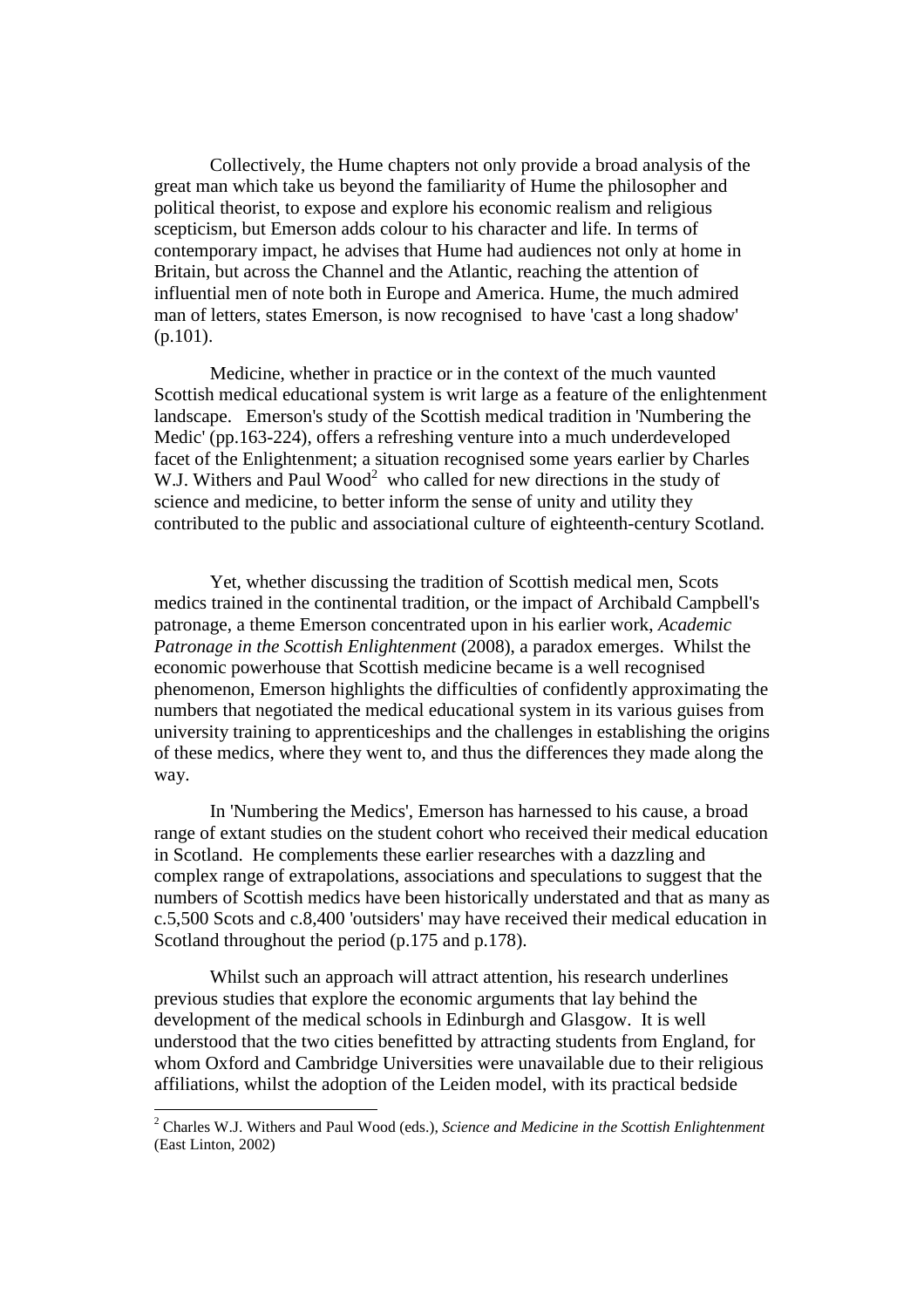Collectively, the Hume chapters not only provide a broad analysis of the great man which take us beyond the familiarity of Hume the philosopher and political theorist, to expose and explore his economic realism and religious scepticism, but Emerson adds colour to his character and life. In terms of contemporary impact, he advises that Hume had audiences not only at home in Britain, but across the Channel and the Atlantic, reaching the attention of influential men of note both in Europe and America. Hume, the much admired man of letters, states Emerson, is now recognised to have 'cast a long shadow' (p.101).

Medicine, whether in practice or in the context of the much vaunted Scottish medical educational system is writ large as a feature of the enlightenment landscape. Emerson's study of the Scottish medical tradition in 'Numbering the Medic' (pp.163-224), offers a refreshing venture into a much underdeveloped facet of the Enlightenment; a situation recognised some years earlier by Charles W.J. Withers and Paul Wood[2] who called for new directions in the study of science and medicine, to better inform the sense of unity and utility they contributed to the public and associational culture of eighteenth-century Scotland.

Yet, whether discussing the tradition of Scottish medical men, Scots medics trained in the continental tradition, or the impact of Archibald Campbell's patronage, a theme Emerson concentrated upon in his earlier work, *Academic Patronage in the Scottish Enlightenment* (2008), a paradox emerges. Whilst the economic powerhouse that Scottish medicine became is a well recognised phenomenon, Emerson highlights the difficulties of confidently approximating the numbers that negotiated the medical educational system in its various guises from university training to apprenticeships and the challenges in establishing the origins of these medics, where they went to, and thus the differences they made along the way.

In 'Numbering the Medics', Emerson has harnessed to his cause, a broad range of extant studies on the student cohort who received their medical education in Scotland. He complements these earlier researches with a dazzling and complex range of extrapolations, associations and speculations to suggest that the numbers of Scottish medics have been historically understated and that as many as c.5,500 Scots and c.8,400 'outsiders' may have received their medical education in Scotland throughout the period (p.175 and p.178).

Whilst such an approach will attract attention, his research underlines previous studies that explore the economic arguments that lay behind the development of the medical schools in Edinburgh and Glasgow. It is well understood that the two cities benefitted by attracting students from England, for whom Oxford and Cambridge Universities were unavailable due to their religious affiliations, whilst the adoption of the Leiden model, with its practical bedside

[2] Charles W.J. Withers and Paul Wood (eds.), *Science and Medicine in the Scottish Enlightenment* (East Linton, 2002)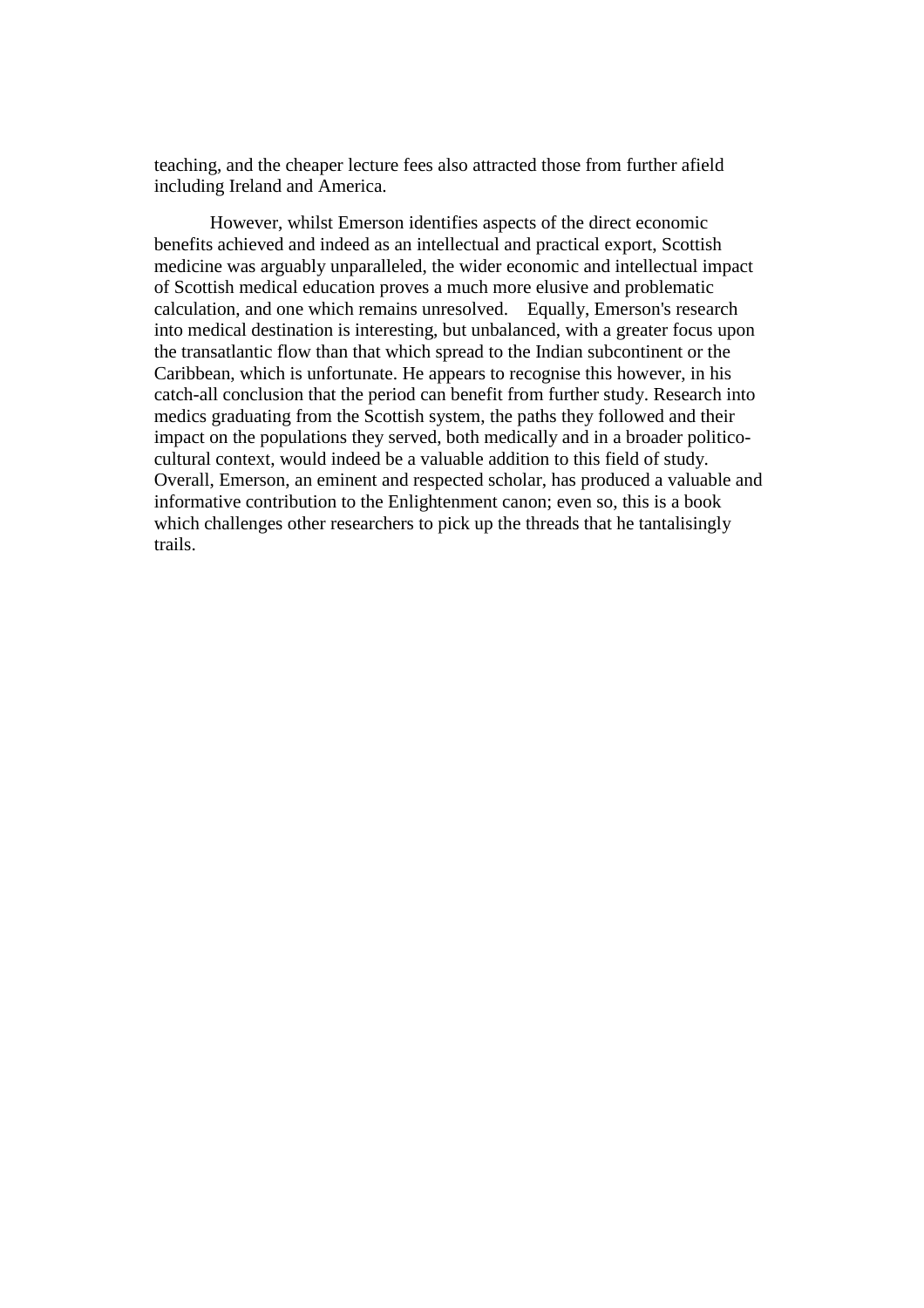teaching, and the cheaper lecture fees also attracted those from further afield including Ireland and America.

However, whilst Emerson identifies aspects of the direct economic benefits achieved and indeed as an intellectual and practical export, Scottish medicine was arguably unparalleled, the wider economic and intellectual impact of Scottish medical education proves a much more elusive and problematic calculation, and one which remains unresolved. Equally, Emerson's research into medical destination is interesting, but unbalanced, with a greater focus upon the transatlantic flow than that which spread to the Indian subcontinent or the Caribbean, which is unfortunate. He appears to recognise this however, in his catch-all conclusion that the period can benefit from further study. Research into medics graduating from the Scottish system, the paths they followed and their impact on the populations they served, both medically and in a broader politico-cultural context, would indeed be a valuable addition to this field of study. Overall, Emerson, an eminent and respected scholar, has produced a valuable and informative contribution to the Enlightenment canon; even so, this is a book which challenges other researchers to pick up the threads that he tantalisingly trails.